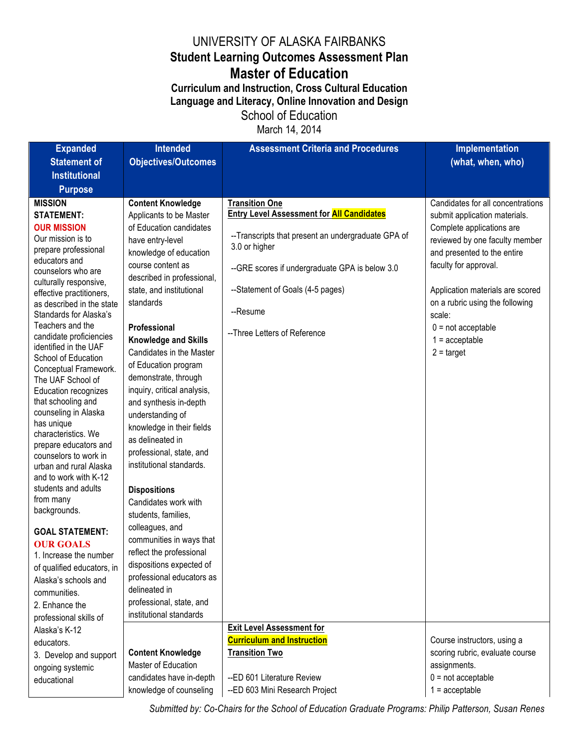# UNIVERSITY OF ALASKA FAIRBANKS

## Student Learning Outcomes Assessment Plan

## Master of Education

### Curriculum and Instruction, Cross Cultural Education
### Language and Literacy, Online Innovation and Design

School of Education

March 14, 2014

| Expanded Statement of Institutional Purpose | Intended Objectives/Outcomes | Assessment Criteria and Procedures | Implementation (what, when, who) |
|---|---|---|---|
| **MISSION STATEMENT:**<br>**OUR MISSION**<br>Our mission is to prepare professional educators and counselors who are culturally responsive, effective practitioners, as described in the state Standards for Alaska's Teachers and the candidate proficiencies identified in the UAF School of Education Conceptual Framework. The UAF School of Education recognizes that schooling and counseling in Alaska has unique characteristics. We prepare educators and counselors to work in urban and rural Alaska and to work with K-12 students and adults from many backgrounds.<br><br>**GOAL STATEMENT:**<br>**OUR GOALS**<br>1. Increase the number of qualified educators, in Alaska's schools and communities.<br>2. Enhance the professional skills of Alaska's K-12 educators.<br>3. Develop and support ongoing systemic educational | **Content Knowledge**<br>Applicants to be Master of Education candidates have entry-level knowledge of education course content as described in professional, state, and institutional standards<br><br>**Professional Knowledge and Skills**<br>Candidates in the Master of Education program demonstrate, through inquiry, critical analysis, and synthesis in-depth understanding of knowledge in their fields as delineated in professional, state, and institutional standards.<br><br>**Dispositions**<br>Candidates work with students, families, colleagues, and communities in ways that reflect the professional dispositions expected of professional educators as delineated in professional, state, and institutional standards | **Transition One**<br>**Entry Level Assessment for All Candidates**<br><br>--Transcripts that present an undergraduate GPA of 3.0 or higher<br><br>--GRE scores if undergraduate GPA is below 3.0<br><br>--Statement of Goals (4-5 pages)<br><br>--Resume<br><br>--Three Letters of Reference | Candidates for all concentrations submit application materials. Complete applications are reviewed by one faculty member and presented to the entire faculty for approval.<br><br>Application materials are scored on a rubric using the following scale:<br>0 = not acceptable<br>1 = acceptable<br>2 = target |
| | **Content Knowledge**<br>Master of Education candidates have in-depth knowledge of counseling | **Exit Level Assessment for Curriculum and Instruction**<br>**Transition Two**<br><br>--ED 601 Literature Review<br>--ED 603 Mini Research Project | Course instructors, using a scoring rubric, evaluate course assignments.<br>0 = not acceptable<br>1 = acceptable |

*Submitted by: Co-Chairs for the School of Education Graduate Programs: Philip Patterson, Susan Renes*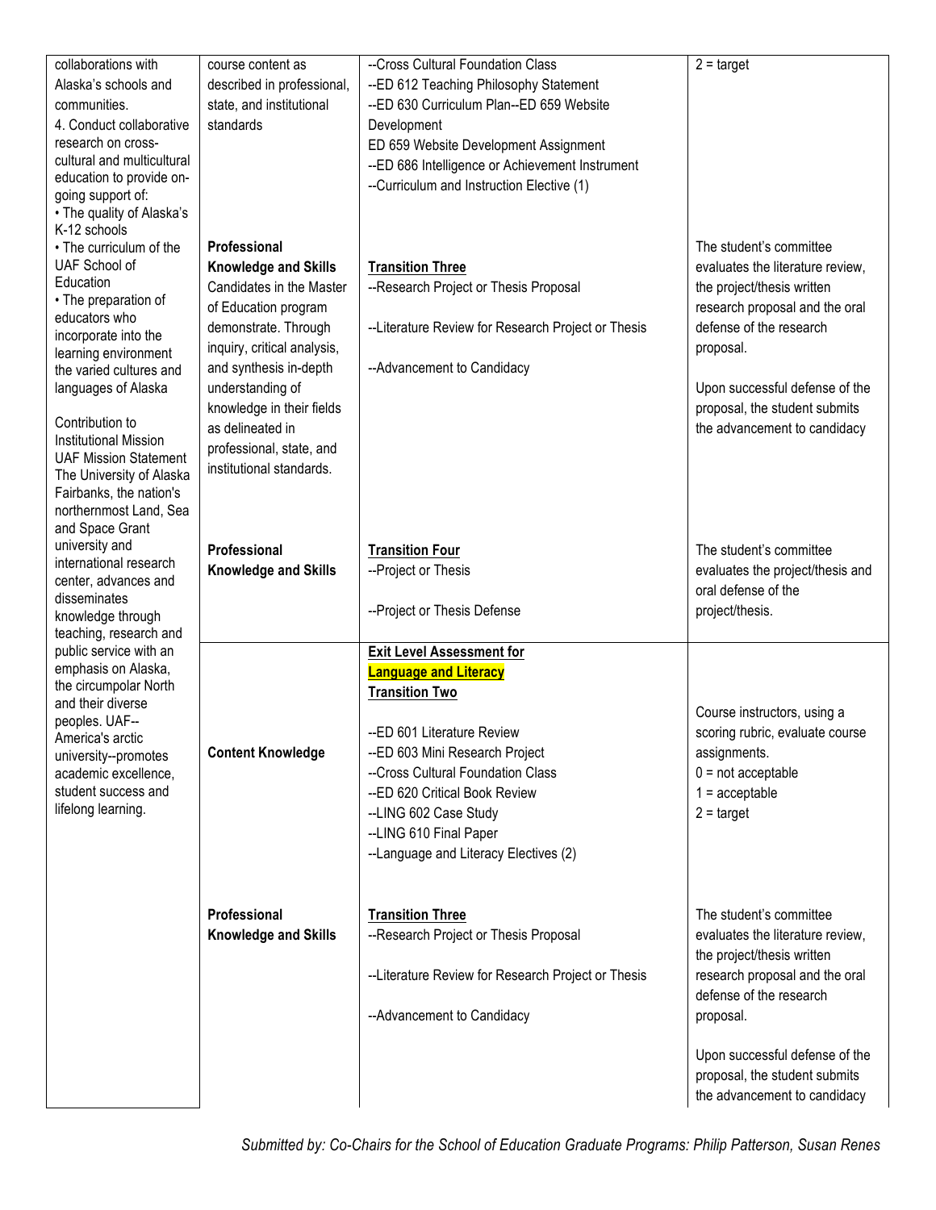| | | | |
|---|---|---|---|
| collaborations with Alaska's schools and communities.<br>4. Conduct collaborative research on cross-cultural and multicultural education to provide on-going support of:<br>• The quality of Alaska's K-12 schools<br>• The curriculum of the UAF School of Education<br>• The preparation of educators who incorporate into the learning environment the varied cultures and languages of Alaska<br><br>Contribution to Institutional Mission<br>UAF Mission Statement<br>The University of Alaska Fairbanks, the nation's northernmost Land, Sea and Space Grant university and international research center, advances and disseminates knowledge through teaching, research and public service with an emphasis on Alaska, the circumpolar North and their diverse peoples. UAF--America's arctic university--promotes academic excellence, student success and lifelong learning. | course content as described in professional, state, and institutional standards | --Cross Cultural Foundation Class<br>--ED 612 Teaching Philosophy Statement<br>--ED 630 Curriculum Plan--ED 659 Website Development<br>ED 659 Website Development Assignment<br>--ED 686 Intelligence or Achievement Instrument<br>--Curriculum and Instruction Elective (1) | 2 = target |
| | **Professional Knowledge and Skills**<br>Candidates in the Master of Education program demonstrate. Through inquiry, critical analysis, and synthesis in-depth understanding of knowledge in their fields as delineated in professional, state, and institutional standards. | **Transition Three**<br>--Research Project or Thesis Proposal<br><br>--Literature Review for Research Project or Thesis<br><br>--Advancement to Candidacy | The student's committee evaluates the literature review, the project/thesis written research proposal and the oral defense of the research proposal.<br><br>Upon successful defense of the proposal, the student submits the advancement to candidacy |
| | **Professional Knowledge and Skills** | **Transition Four**<br>--Project or Thesis<br><br>--Project or Thesis Defense | The student's committee evaluates the project/thesis and oral defense of the project/thesis. |
| | **Content Knowledge** | **Exit Level Assessment for Language and Literacy**<br>**Transition Two**<br><br>--ED 601 Literature Review<br>--ED 603 Mini Research Project<br>--Cross Cultural Foundation Class<br>--ED 620 Critical Book Review<br>--LING 602 Case Study<br>--LING 610 Final Paper<br>--Language and Literacy Electives (2) | Course instructors, using a scoring rubric, evaluate course assignments.<br>0 = not acceptable<br>1 = acceptable<br>2 = target |
| | **Professional Knowledge and Skills** | **Transition Three**<br>--Research Project or Thesis Proposal<br><br>--Literature Review for Research Project or Thesis<br><br>--Advancement to Candidacy | The student's committee evaluates the literature review, the project/thesis written research proposal and the oral defense of the research proposal.<br><br>Upon successful defense of the proposal, the student submits the advancement to candidacy |

*Submitted by: Co-Chairs for the School of Education Graduate Programs: Philip Patterson, Susan Renes*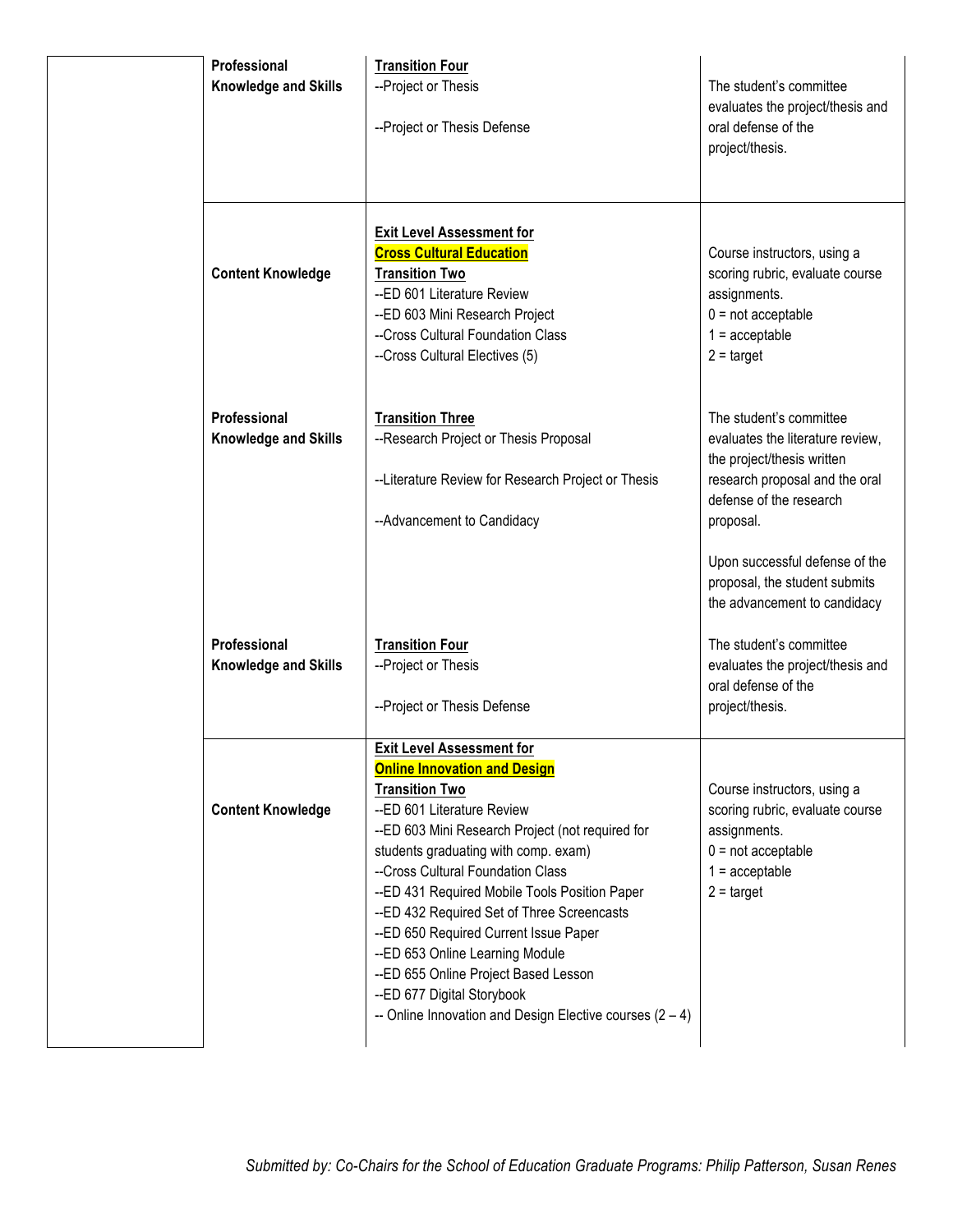| | | | |
|---|---|---|---|
| | **Professional Knowledge and Skills** | **Transition Four**<br>--Project or Thesis<br><br>--Project or Thesis Defense | The student's committee evaluates the project/thesis and oral defense of the project/thesis. |
| | **Content Knowledge** | **Exit Level Assessment for Cross Cultural Education**<br>**Transition Two**<br>--ED 601 Literature Review<br>--ED 603 Mini Research Project<br>--Cross Cultural Foundation Class<br>--Cross Cultural Electives (5) | Course instructors, using a scoring rubric, evaluate course assignments.<br>0 = not acceptable<br>1 = acceptable<br>2 = target |
| | **Professional Knowledge and Skills** | **Transition Three**<br>--Research Project or Thesis Proposal<br><br>--Literature Review for Research Project or Thesis<br><br>--Advancement to Candidacy | The student's committee evaluates the literature review, the project/thesis written research proposal and the oral defense of the research proposal.<br><br>Upon successful defense of the proposal, the student submits the advancement to candidacy |
| | **Professional Knowledge and Skills** | **Transition Four**<br>--Project or Thesis<br><br>--Project or Thesis Defense | The student's committee evaluates the project/thesis and oral defense of the project/thesis. |
| | **Content Knowledge** | **Exit Level Assessment for Online Innovation and Design**<br>**Transition Two**<br>--ED 601 Literature Review<br>--ED 603 Mini Research Project (not required for students graduating with comp. exam)<br>--Cross Cultural Foundation Class<br>--ED 431 Required Mobile Tools Position Paper<br>--ED 432 Required Set of Three Screencasts<br>--ED 650 Required Current Issue Paper<br>--ED 653 Online Learning Module<br>--ED 655 Online Project Based Lesson<br>--ED 677 Digital Storybook<br>-- Online Innovation and Design Elective courses (2 – 4) | Course instructors, using a scoring rubric, evaluate course assignments.<br>0 = not acceptable<br>1 = acceptable<br>2 = target |

*Submitted by: Co-Chairs for the School of Education Graduate Programs: Philip Patterson, Susan Renes*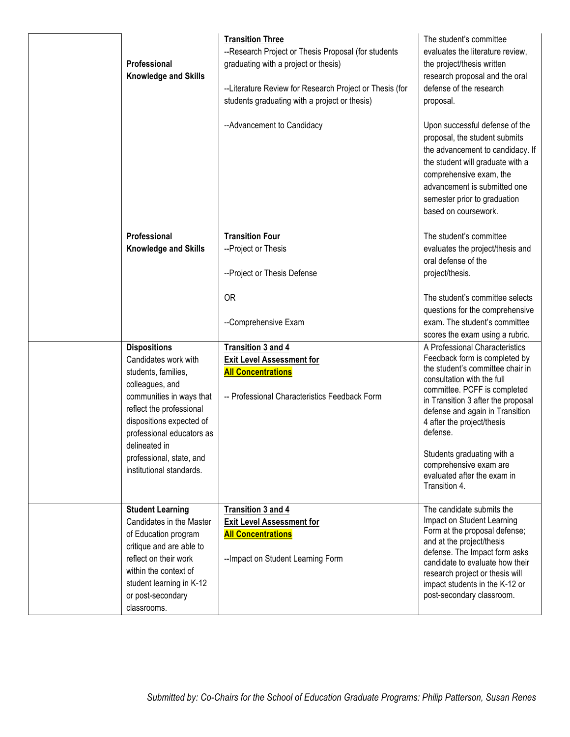| | | | |
|---|---|---|---|
| | **Professional Knowledge and Skills** | **Transition Three**<br>--Research Project or Thesis Proposal (for students graduating with a project or thesis)<br><br>--Literature Review for Research Project or Thesis (for students graduating with a project or thesis)<br><br>--Advancement to Candidacy | The student's committee evaluates the literature review, the project/thesis written research proposal and the oral defense of the research proposal.<br><br>Upon successful defense of the proposal, the student submits the advancement to candidacy. If the student will graduate with a comprehensive exam, the advancement is submitted one semester prior to graduation based on coursework. |
| | **Professional Knowledge and Skills** | **Transition Four**<br>--Project or Thesis<br><br>--Project or Thesis Defense<br><br>OR<br><br>--Comprehensive Exam | The student's committee evaluates the project/thesis and oral defense of the project/thesis.<br><br>The student's committee selects questions for the comprehensive exam. The student's committee scores the exam using a rubric. |
| | **Dispositions**<br>Candidates work with students, families, colleagues, and communities in ways that reflect the professional dispositions expected of professional educators as delineated in professional, state, and institutional standards. | **Transition 3 and 4**<br>**Exit Level Assessment for All Concentrations**<br><br>-- Professional Characteristics Feedback Form | A Professional Characteristics Feedback form is completed by the student's committee chair in consultation with the full committee. PCFF is completed in Transition 3 after the proposal defense and again in Transition 4 after the project/thesis defense.<br><br>Students graduating with a comprehensive exam are evaluated after the exam in Transition 4. |
| | **Student Learning**<br>Candidates in the Master of Education program critique and are able to reflect on their work within the context of student learning in K-12 or post-secondary classrooms. | **Transition 3 and 4**<br>**Exit Level Assessment for All Concentrations**<br><br>--Impact on Student Learning Form | The candidate submits the Impact on Student Learning Form at the proposal defense; and at the project/thesis defense. The Impact form asks candidate to evaluate how their research project or thesis will impact students in the K-12 or post-secondary classroom. |

*Submitted by: Co-Chairs for the School of Education Graduate Programs: Philip Patterson, Susan Renes*